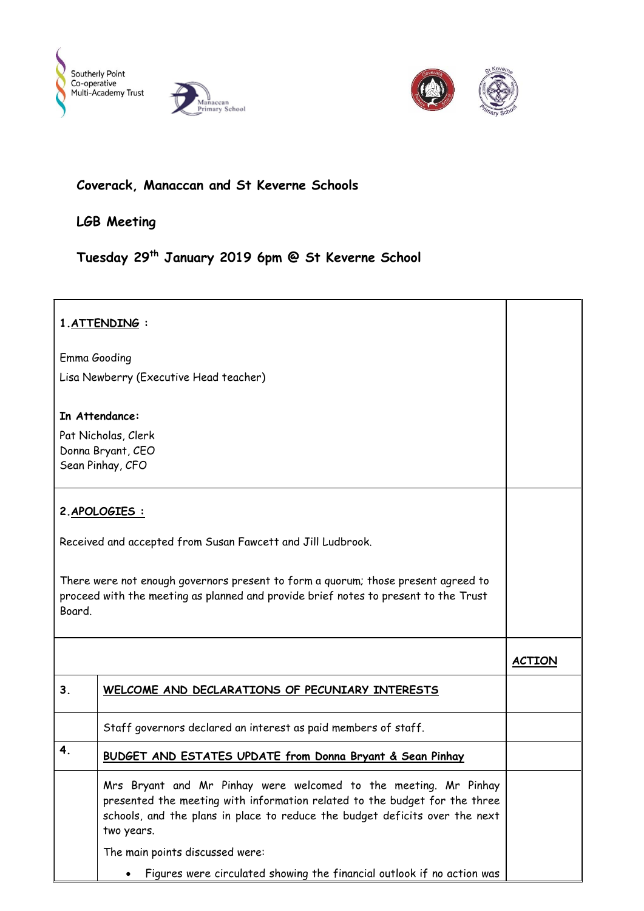## Coverack, Manaccan and St Keverne Schools

## LGB Meeting

## Tuesday 29th January 2019 6pm @ St Keverne School

**1. ATTENDING :**

Emma Gooding

Lisa Newberry (Executive Head teacher)

**In Attendance:**

Pat Nicholas, Clerk
Donna Bryant, CEO
Sean Pinhay, CFO

**2. APOLOGIES :**

Received and accepted from Susan Fawcett and Jill Ludbrook.

There were not enough governors present to form a quorum; those present agreed to proceed with the meeting as planned and provide brief notes to present to the Trust Board.

| | | **ACTION** |
|---|---|---|
| 3. | **WELCOME AND DECLARATIONS OF PECUNIARY INTERESTS** | |
| | Staff governors declared an interest as paid members of staff. | |
| 4. | **BUDGET AND ESTATES UPDATE from Donna Bryant & Sean Pinhay** | |
| | Mrs Bryant and Mr Pinhay were welcomed to the meeting. Mr Pinhay presented the meeting with information related to the budget for the three schools, and the plans in place to reduce the budget deficits over the next two years.<br><br>The main points discussed were:<br><br>• Figures were circulated showing the financial outlook if no action was | |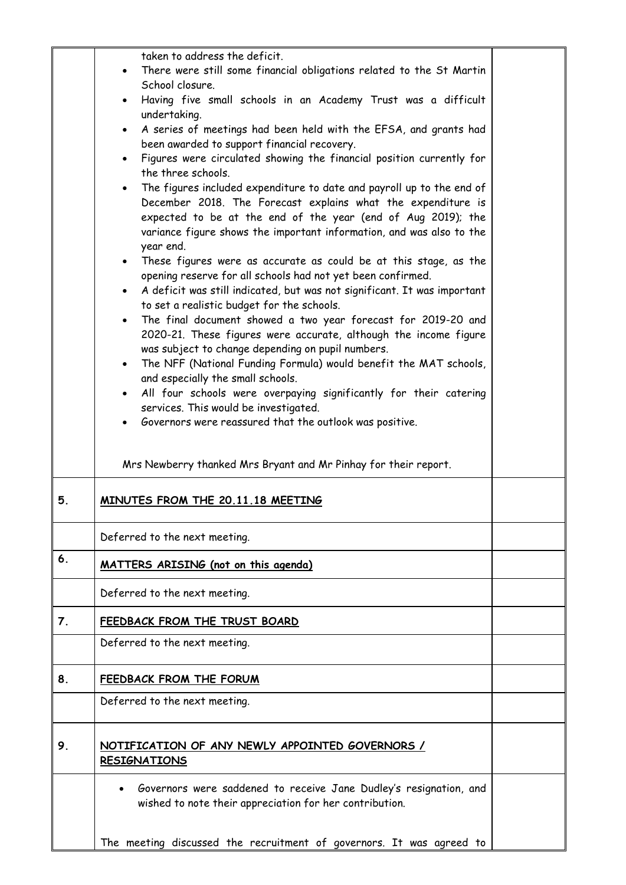| | | |
|---|---|---|
| | taken to address the deficit.<br>• There were still some financial obligations related to the St Martin School closure.<br>• Having five small schools in an Academy Trust was a difficult undertaking.<br>• A series of meetings had been held with the EFSA, and grants had been awarded to support financial recovery.<br>• Figures were circulated showing the financial position currently for the three schools.<br>• The figures included expenditure to date and payroll up to the end of December 2018. The Forecast explains what the expenditure is expected to be at the end of the year (end of Aug 2019); the variance figure shows the important information, and was also to the year end.<br>• These figures were as accurate as could be at this stage, as the opening reserve for all schools had not yet been confirmed.<br>• A deficit was still indicated, but was not significant. It was important to set a realistic budget for the schools.<br>• The final document showed a two year forecast for 2019-20 and 2020-21. These figures were accurate, although the income figure was subject to change depending on pupil numbers.<br>• The NFF (National Funding Formula) would benefit the MAT schools, and especially the small schools.<br>• All four schools were overpaying significantly for their catering services. This would be investigated.<br>• Governors were reassured that the outlook was positive.<br><br>Mrs Newberry thanked Mrs Bryant and Mr Pinhay for their report. | |
| 5. | **MINUTES FROM THE 20.11.18 MEETING** | |
| | Deferred to the next meeting. | |
| 6. | **MATTERS ARISING (not on this agenda)** | |
| | Deferred to the next meeting. | |
| 7. | **FEEDBACK FROM THE TRUST BOARD** | |
| | Deferred to the next meeting. | |
| 8. | **FEEDBACK FROM THE FORUM** | |
| | Deferred to the next meeting. | |
| 9. | **NOTIFICATION OF ANY NEWLY APPOINTED GOVERNORS / RESIGNATIONS** | |
| | • Governors were saddened to receive Jane Dudley's resignation, and wished to note their appreciation for her contribution.<br><br>The meeting discussed the recruitment of governors. It was agreed to | |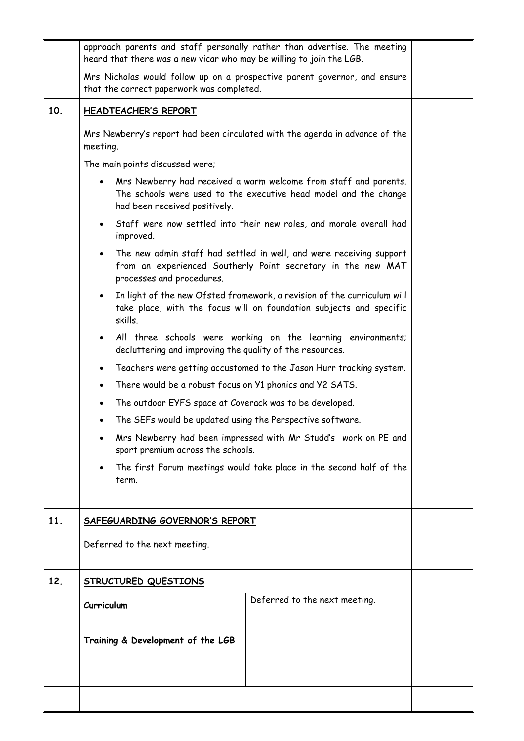| | | |
|---|---|---|
| | approach parents and staff personally rather than advertise. The meeting heard that there was a new vicar who may be willing to join the LGB.<br><br>Mrs Nicholas would follow up on a prospective parent governor, and ensure that the correct paperwork was completed. | |
| **10.** | **HEADTEACHER'S REPORT** | |
| | Mrs Newberry's report had been circulated with the agenda in advance of the meeting.<br><br>The main points discussed were;<br><br>• Mrs Newberry had received a warm welcome from staff and parents. The schools were used to the executive head model and the change had been received positively.<br>• Staff were now settled into their new roles, and morale overall had improved.<br>• The new admin staff had settled in well, and were receiving support from an experienced Southerly Point secretary in the new MAT processes and procedures.<br>• In light of the new Ofsted framework, a revision of the curriculum will take place, with the focus will on foundation subjects and specific skills.<br>• All three schools were working on the learning environments; decluttering and improving the quality of the resources.<br>• Teachers were getting accustomed to the Jason Hurr tracking system.<br>• There would be a robust focus on Y1 phonics and Y2 SATS.<br>• The outdoor EYFS space at Coverack was to be developed.<br>• The SEFs would be updated using the Perspective software.<br>• Mrs Newberry had been impressed with Mr Studd's work on PE and sport premium across the schools.<br>• The first Forum meetings would take place in the second half of the term. | |
| **11.** | **SAFEGUARDING GOVERNOR'S REPORT** | |
| | Deferred to the next meeting. | |
| **12.** | **STRUCTURED QUESTIONS** | |
| | **Curriculum**<br><br>**Training & Development of the LGB** — Deferred to the next meeting. | |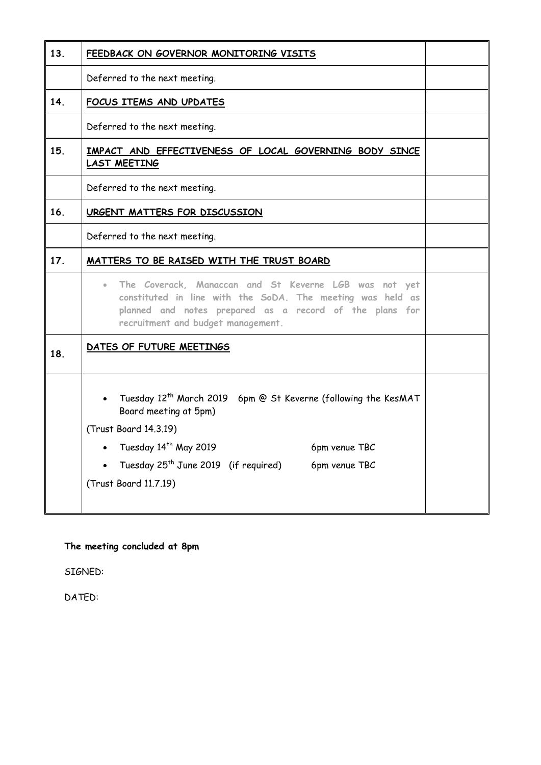| | | |
|---|---|---|
| 13. | FEEDBACK ON GOVERNOR MONITORING VISITS | |
| | Deferred to the next meeting. | |
| 14. | FOCUS ITEMS AND UPDATES | |
| | Deferred to the next meeting. | |
| 15. | IMPACT AND EFFECTIVENESS OF LOCAL GOVERNING BODY SINCE LAST MEETING | |
| | Deferred to the next meeting. | |
| 16. | URGENT MATTERS FOR DISCUSSION | |
| | Deferred to the next meeting. | |
| 17. | MATTERS TO BE RAISED WITH THE TRUST BOARD | |
| | • **The Coverack, Manaccan and St Keverne LGB was not yet constituted in line with the SoDA. The meeting was held as planned and notes prepared as a record of the plans for recruitment and budget management.** | |
| 18. | DATES OF FUTURE MEETINGS | |
| | • Tuesday 12th March 2019 6pm @ St Keverne (following the KesMAT Board meeting at 5pm)<br>(Trust Board 14.3.19)<br>• Tuesday 14th May 2019 6pm venue TBC<br>• Tuesday 25th June 2019 (if required) 6pm venue TBC<br>(Trust Board 11.7.19) | |

**The meeting concluded at 8pm**

SIGNED:

DATED: